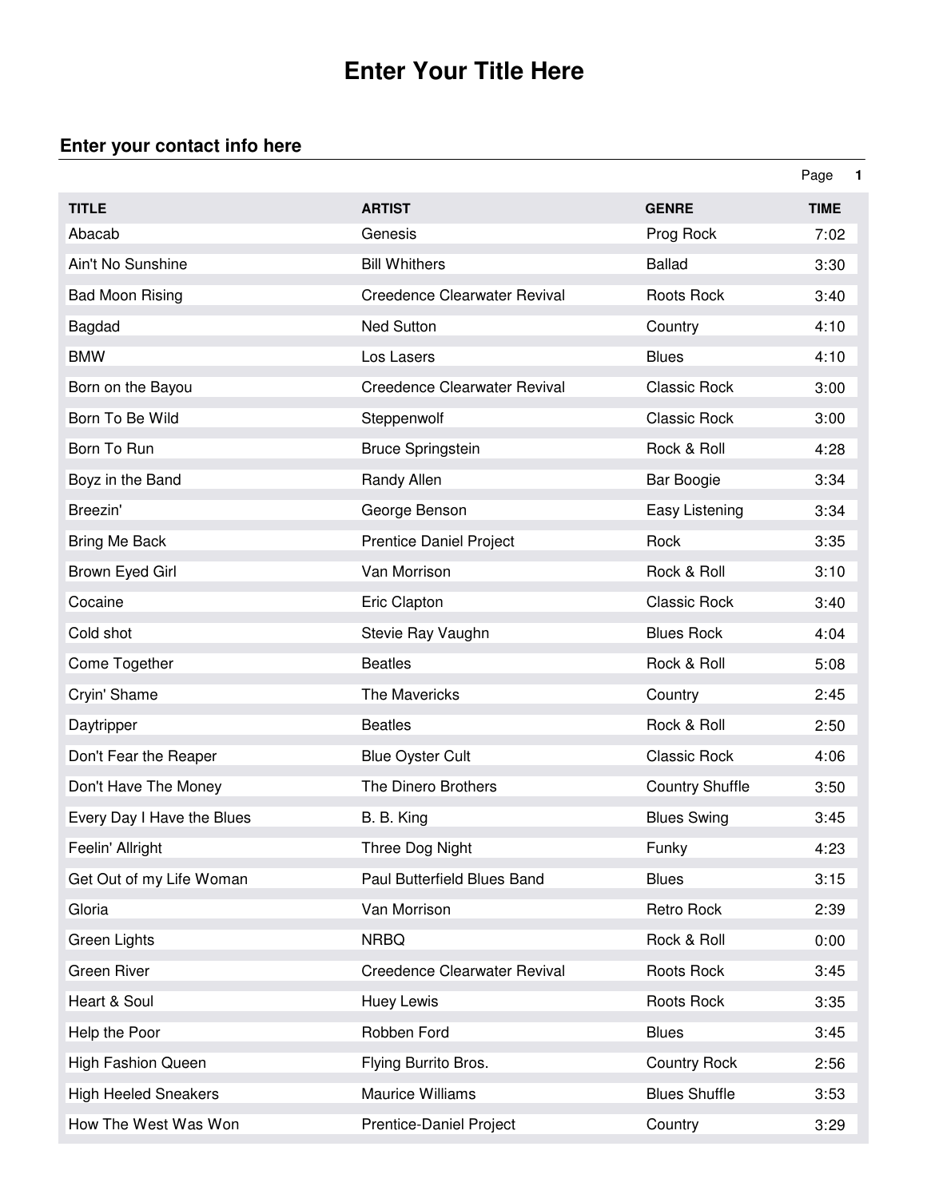# Enter Your Title Here

## Enter your contact info here

| TITLE | ARTIST | GENRE | TIME |
|---|---|---|---|
| Abacab | Genesis | Prog Rock | 7:02 |
| Ain't No Sunshine | Bill Whithers | Ballad | 3:30 |
| Bad Moon Rising | Creedence Clearwater Revival | Roots Rock | 3:40 |
| Bagdad | Ned Sutton | Country | 4:10 |
| BMW | Los Lasers | Blues | 4:10 |
| Born on the Bayou | Creedence Clearwater Revival | Classic Rock | 3:00 |
| Born To Be Wild | Steppenwolf | Classic Rock | 3:00 |
| Born To Run | Bruce Springstein | Rock & Roll | 4:28 |
| Boyz in the Band | Randy Allen | Bar Boogie | 3:34 |
| Breezin' | George Benson | Easy Listening | 3:34 |
| Bring Me Back | Prentice Daniel Project | Rock | 3:35 |
| Brown Eyed Girl | Van Morrison | Rock & Roll | 3:10 |
| Cocaine | Eric Clapton | Classic Rock | 3:40 |
| Cold shot | Stevie Ray Vaughn | Blues Rock | 4:04 |
| Come Together | Beatles | Rock & Roll | 5:08 |
| Cryin' Shame | The Mavericks | Country | 2:45 |
| Daytripper | Beatles | Rock & Roll | 2:50 |
| Don't Fear the Reaper | Blue Oyster Cult | Classic Rock | 4:06 |
| Don't Have The Money | The Dinero Brothers | Country Shuffle | 3:50 |
| Every Day I Have the Blues | B. B. King | Blues Swing | 3:45 |
| Feelin' Allright | Three Dog Night | Funky | 4:23 |
| Get Out of my Life Woman | Paul Butterfield Blues Band | Blues | 3:15 |
| Gloria | Van Morrison | Retro Rock | 2:39 |
| Green Lights | NRBQ | Rock & Roll | 0:00 |
| Green River | Creedence Clearwater Revival | Roots Rock | 3:45 |
| Heart & Soul | Huey Lewis | Roots Rock | 3:35 |
| Help the Poor | Robben Ford | Blues | 3:45 |
| High Fashion Queen | Flying Burrito Bros. | Country Rock | 2:56 |
| High Heeled Sneakers | Maurice Williams | Blues Shuffle | 3:53 |
| How The West Was Won | Prentice-Daniel Project | Country | 3:29 |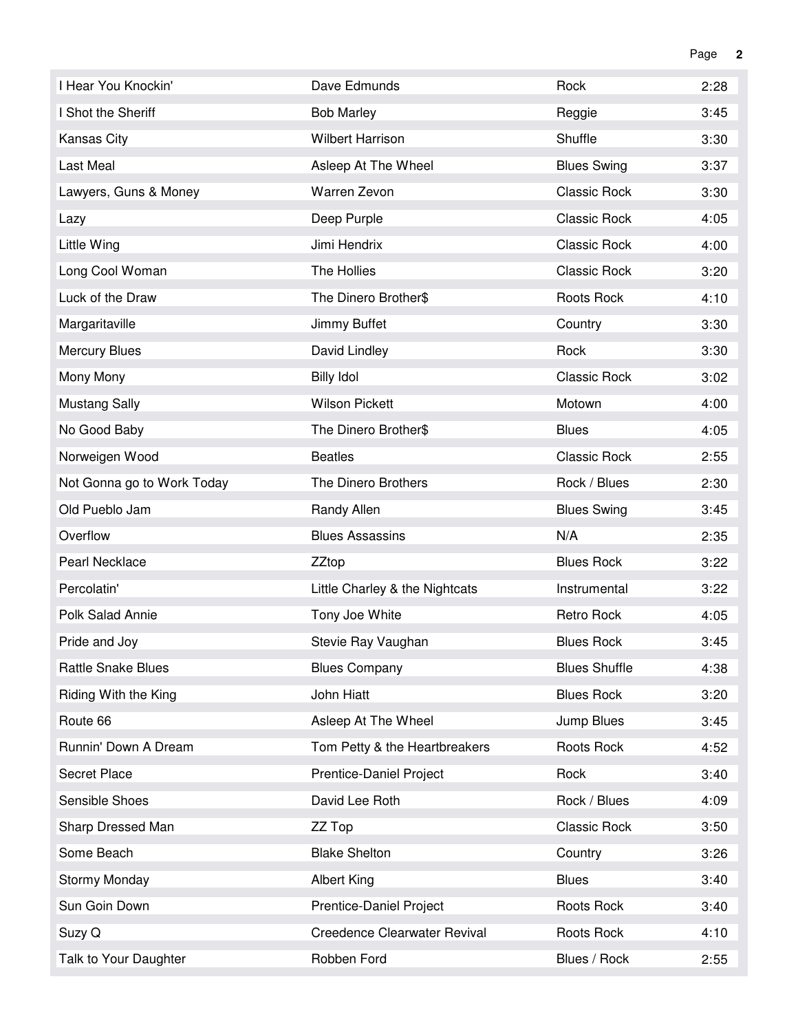| | | | |
|---|---|---|---|
| I Hear You Knockin' | Dave Edmunds | Rock | 2:28 |
| I Shot the Sheriff | Bob Marley | Reggie | 3:45 |
| Kansas City | Wilbert Harrison | Shuffle | 3:30 |
| Last Meal | Asleep At The Wheel | Blues Swing | 3:37 |
| Lawyers, Guns & Money | Warren Zevon | Classic Rock | 3:30 |
| Lazy | Deep Purple | Classic Rock | 4:05 |
| Little Wing | Jimi Hendrix | Classic Rock | 4:00 |
| Long Cool Woman | The Hollies | Classic Rock | 3:20 |
| Luck of the Draw | The Dinero Brother$ | Roots Rock | 4:10 |
| Margaritaville | Jimmy Buffet | Country | 3:30 |
| Mercury Blues | David Lindley | Rock | 3:30 |
| Mony Mony | Billy Idol | Classic Rock | 3:02 |
| Mustang Sally | Wilson Pickett | Motown | 4:00 |
| No Good Baby | The Dinero Brother$ | Blues | 4:05 |
| Norweigen Wood | Beatles | Classic Rock | 2:55 |
| Not Gonna go to Work Today | The Dinero Brothers | Rock / Blues | 2:30 |
| Old Pueblo Jam | Randy Allen | Blues Swing | 3:45 |
| Overflow | Blues Assassins | N/A | 2:35 |
| Pearl Necklace | ZZtop | Blues Rock | 3:22 |
| Percolatin' | Little Charley & the Nightcats | Instrumental | 3:22 |
| Polk Salad Annie | Tony Joe White | Retro Rock | 4:05 |
| Pride and Joy | Stevie Ray Vaughan | Blues Rock | 3:45 |
| Rattle Snake Blues | Blues Company | Blues Shuffle | 4:38 |
| Riding With the King | John Hiatt | Blues Rock | 3:20 |
| Route 66 | Asleep At The Wheel | Jump Blues | 3:45 |
| Runnin' Down A Dream | Tom Petty & the Heartbreakers | Roots Rock | 4:52 |
| Secret Place | Prentice-Daniel Project | Rock | 3:40 |
| Sensible Shoes | David Lee Roth | Rock / Blues | 4:09 |
| Sharp Dressed Man | ZZ Top | Classic Rock | 3:50 |
| Some Beach | Blake Shelton | Country | 3:26 |
| Stormy Monday | Albert King | Blues | 3:40 |
| Sun Goin Down | Prentice-Daniel Project | Roots Rock | 3:40 |
| Suzy Q | Creedence Clearwater Revival | Roots Rock | 4:10 |
| Talk to Your Daughter | Robben Ford | Blues / Rock | 2:55 |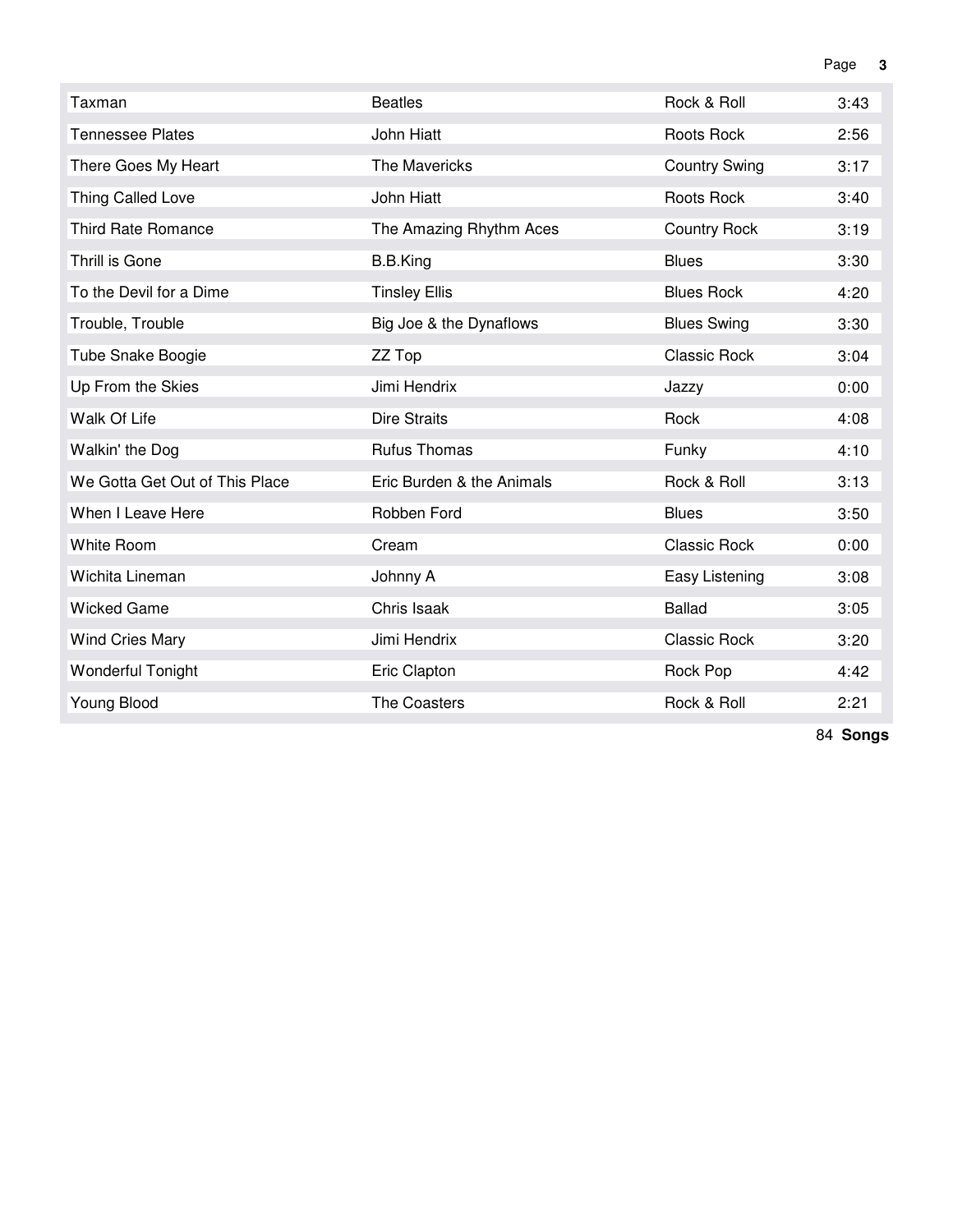| | | | |
|---|---|---|---|
| Taxman | Beatles | Rock & Roll | 3:43 |
| Tennessee Plates | John Hiatt | Roots Rock | 2:56 |
| There Goes My Heart | The Mavericks | Country Swing | 3:17 |
| Thing Called Love | John Hiatt | Roots Rock | 3:40 |
| Third Rate Romance | The Amazing Rhythm Aces | Country Rock | 3:19 |
| Thrill is Gone | B.B.King | Blues | 3:30 |
| To the Devil for a Dime | Tinsley Ellis | Blues Rock | 4:20 |
| Trouble, Trouble | Big Joe & the Dynaflows | Blues Swing | 3:30 |
| Tube Snake Boogie | ZZ Top | Classic Rock | 3:04 |
| Up From the Skies | Jimi Hendrix | Jazzy | 0:00 |
| Walk Of Life | Dire Straits | Rock | 4:08 |
| Walkin' the Dog | Rufus Thomas | Funky | 4:10 |
| We Gotta Get Out of This Place | Eric Burden & the Animals | Rock & Roll | 3:13 |
| When I Leave Here | Robben Ford | Blues | 3:50 |
| White Room | Cream | Classic Rock | 0:00 |
| Wichita Lineman | Johnny A | Easy Listening | 3:08 |
| Wicked Game | Chris Isaak | Ballad | 3:05 |
| Wind Cries Mary | Jimi Hendrix | Classic Rock | 3:20 |
| Wonderful Tonight | Eric Clapton | Rock Pop | 4:42 |
| Young Blood | The Coasters | Rock & Roll | 2:21 |

84 **Songs**